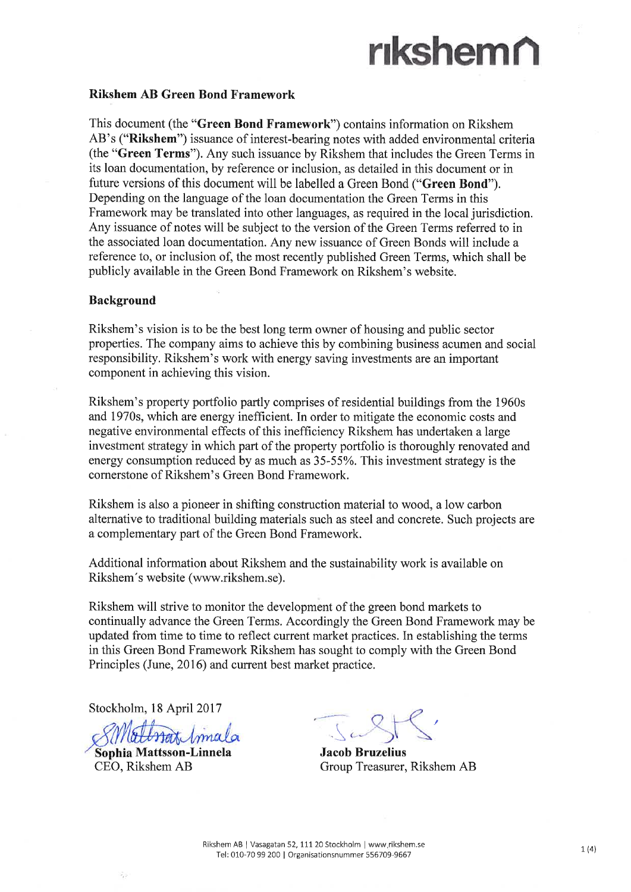## Rikshem AB Green Bond Framework

This document (the "**Green Bond Framework**") contains information on Rikshem AB's ("**Rikshem**") issuance of interest-bearing notes with added environmental criteria (the "**Green Terms**"). Any such issuance by Rikshem that includes the Green Terms in its loan documentation, by reference or inclusion, as detailed in this document or in future versions of this document will be labelled a Green Bond ("**Green Bond**"). Depending on the language of the loan documentation the Green Terms in this Framework may be translated into other languages, as required in the local jurisdiction. Any issuance of notes will be subject to the version of the Green Terms referred to in the associated loan documentation. Any new issuance of Green Bonds will include a reference to, or inclusion of, the most recently published Green Terms, which shall be publicly available in the Green Bond Framework on Rikshem's website.

### Background

Rikshem's vision is to be the best long term owner of housing and public sector properties. The company aims to achieve this by combining business acumen and social responsibility. Rikshem's work with energy saving investments are an important component in achieving this vision.

Rikshem's property portfolio partly comprises of residential buildings from the 1960s and 1970s, which are energy inefficient. In order to mitigate the economic costs and negative environmental effects of this inefficiency Rikshem has undertaken a large investment strategy in which part of the property portfolio is thoroughly renovated and energy consumption reduced by as much as 35-55%. This investment strategy is the cornerstone of Rikshem's Green Bond Framework.

Rikshem is also a pioneer in shifting construction material to wood, a low carbon alternative to traditional building materials such as steel and concrete. Such projects are a complementary part of the Green Bond Framework.

Additional information about Rikshem and the sustainability work is available on Rikshem´s website (www.rikshem.se).

Rikshem will strive to monitor the development of the green bond markets to continually advance the Green Terms. Accordingly the Green Bond Framework may be updated from time to time to reflect current market practices. In establishing the terms in this Green Bond Framework Rikshem has sought to comply with the Green Bond Principles (June, 2016) and current best market practice.

Stockholm, 18 April 2017

**Sophia Mattsson-Linnela**
CEO, Rikshem AB

**Jacob Bruzelius**
Group Treasurer, Rikshem AB

Rikshem AB | Vasagatan 52, 111 20 Stockholm | www.rikshem.se
Tel: 010-70 99 200 | Organisationsnummer 556709-9667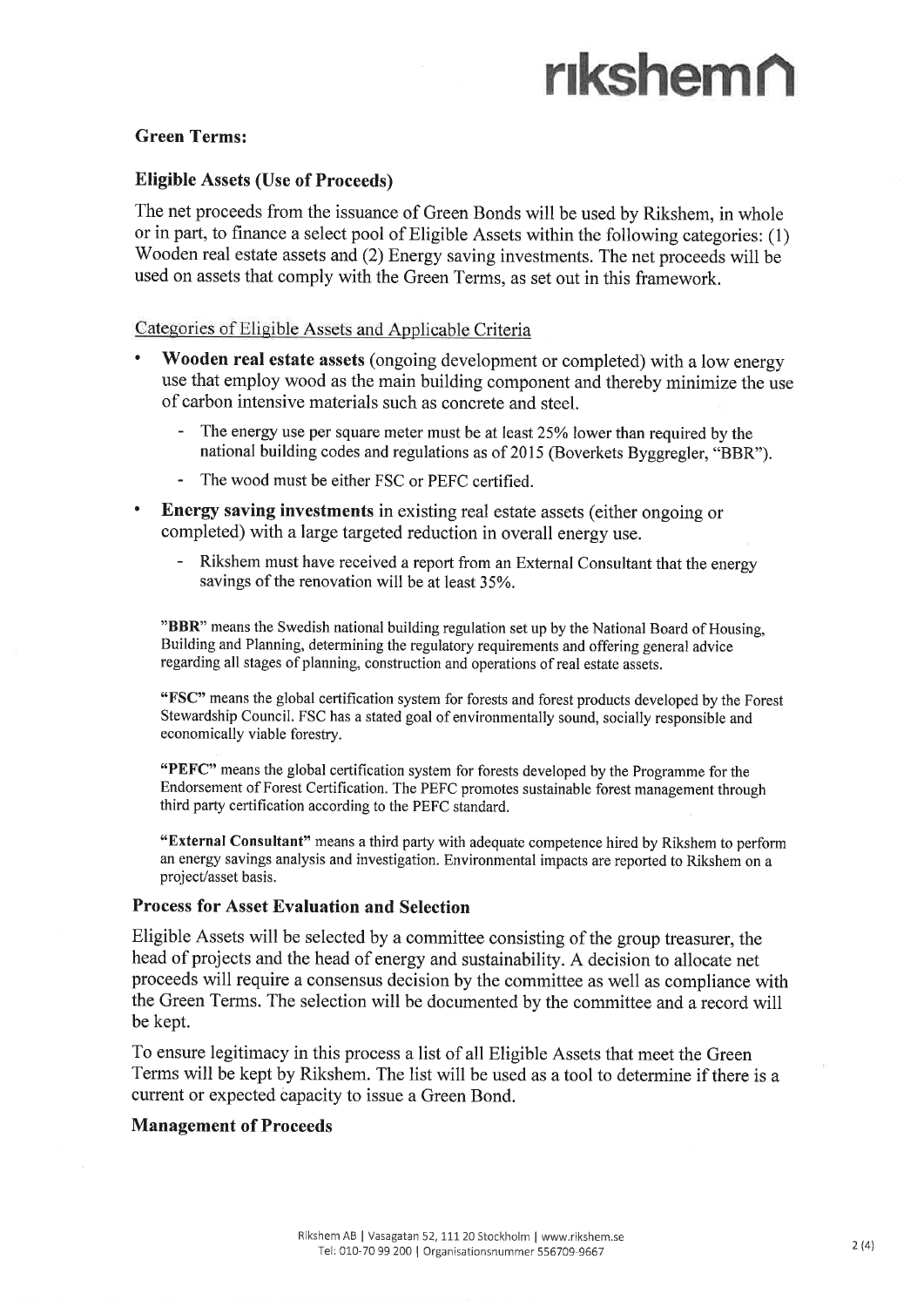### Green Terms:

### Eligible Assets (Use of Proceeds)

The net proceeds from the issuance of Green Bonds will be used by Rikshem, in whole or in part, to finance a select pool of Eligible Assets within the following categories: (1) Wooden real estate assets and (2) Energy saving investments. The net proceeds will be used on assets that comply with the Green Terms, as set out in this framework.

Categories of Eligible Assets and Applicable Criteria

- **Wooden real estate assets** (ongoing development or completed) with a low energy use that employ wood as the main building component and thereby minimize the use of carbon intensive materials such as concrete and steel.
  - The energy use per square meter must be at least 25% lower than required by the national building codes and regulations as of 2015 (Boverkets Byggregler, "BBR").
  - The wood must be either FSC or PEFC certified.
- **Energy saving investments** in existing real estate assets (either ongoing or completed) with a large targeted reduction in overall energy use.
  - Rikshem must have received a report from an External Consultant that the energy savings of the renovation will be at least 35%.

"**BBR**" means the Swedish national building regulation set up by the National Board of Housing, Building and Planning, determining the regulatory requirements and offering general advice regarding all stages of planning, construction and operations of real estate assets.

"**FSC**" means the global certification system for forests and forest products developed by the Forest Stewardship Council. FSC has a stated goal of environmentally sound, socially responsible and economically viable forestry.

"**PEFC**" means the global certification system for forests developed by the Programme for the Endorsement of Forest Certification. The PEFC promotes sustainable forest management through third party certification according to the PEFC standard.

"**External Consultant**" means a third party with adequate competence hired by Rikshem to perform an energy savings analysis and investigation. Environmental impacts are reported to Rikshem on a project/asset basis.

### Process for Asset Evaluation and Selection

Eligible Assets will be selected by a committee consisting of the group treasurer, the head of projects and the head of energy and sustainability. A decision to allocate net proceeds will require a consensus decision by the committee as well as compliance with the Green Terms. The selection will be documented by the committee and a record will be kept.

To ensure legitimacy in this process a list of all Eligible Assets that meet the Green Terms will be kept by Rikshem. The list will be used as a tool to determine if there is a current or expected capacity to issue a Green Bond.

### Management of Proceeds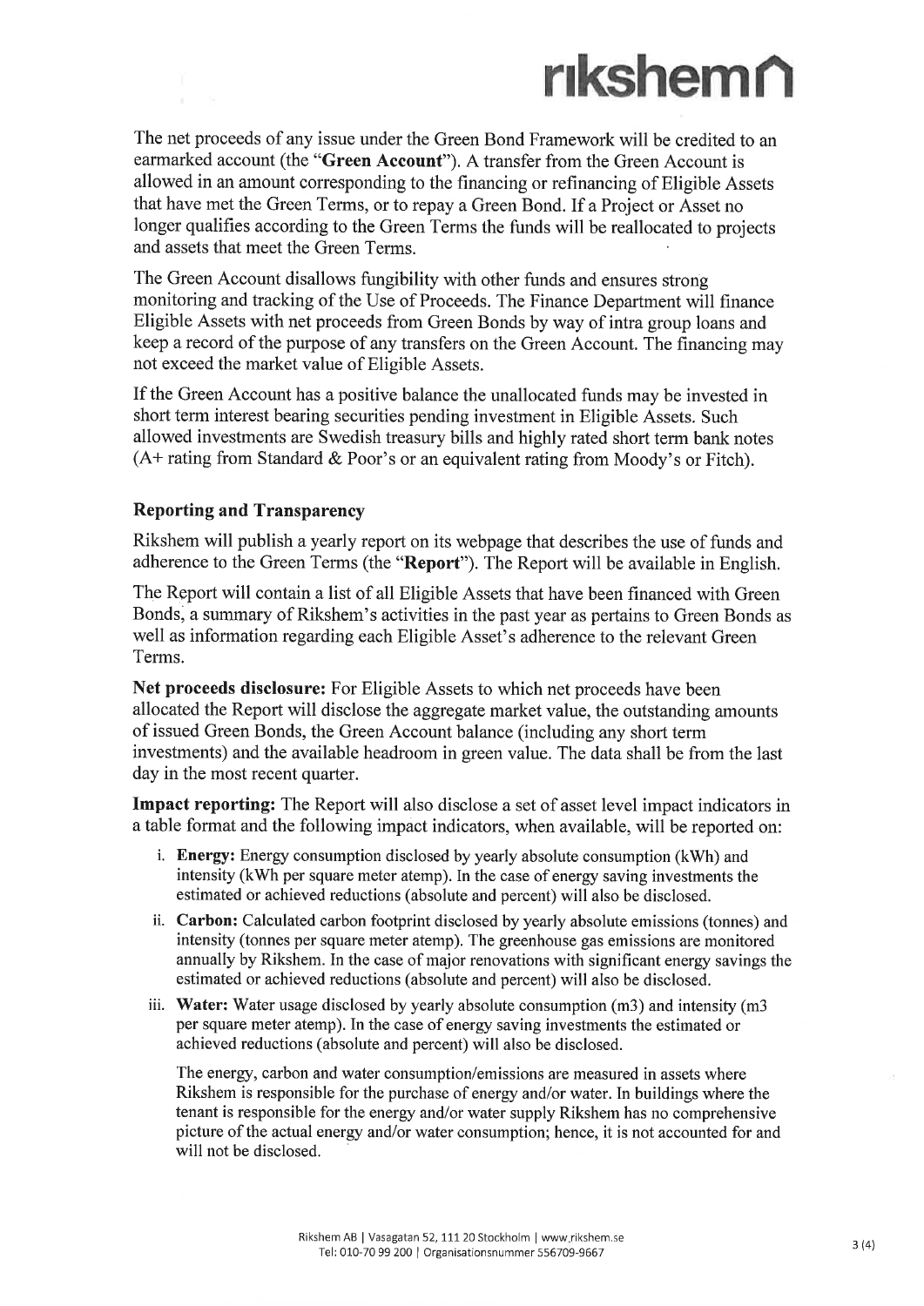The net proceeds of any issue under the Green Bond Framework will be credited to an earmarked account (the "**Green Account**"). A transfer from the Green Account is allowed in an amount corresponding to the financing or refinancing of Eligible Assets that have met the Green Terms, or to repay a Green Bond. If a Project or Asset no longer qualifies according to the Green Terms the funds will be reallocated to projects and assets that meet the Green Terms.

The Green Account disallows fungibility with other funds and ensures strong monitoring and tracking of the Use of Proceeds. The Finance Department will finance Eligible Assets with net proceeds from Green Bonds by way of intra group loans and keep a record of the purpose of any transfers on the Green Account. The financing may not exceed the market value of Eligible Assets.

If the Green Account has a positive balance the unallocated funds may be invested in short term interest bearing securities pending investment in Eligible Assets. Such allowed investments are Swedish treasury bills and highly rated short term bank notes (A+ rating from Standard & Poor's or an equivalent rating from Moody's or Fitch).

### Reporting and Transparency

Rikshem will publish a yearly report on its webpage that describes the use of funds and adherence to the Green Terms (the "**Report**"). The Report will be available in English.

The Report will contain a list of all Eligible Assets that have been financed with Green Bonds, a summary of Rikshem's activities in the past year as pertains to Green Bonds as well as information regarding each Eligible Asset's adherence to the relevant Green Terms.

**Net proceeds disclosure:** For Eligible Assets to which net proceeds have been allocated the Report will disclose the aggregate market value, the outstanding amounts of issued Green Bonds, the Green Account balance (including any short term investments) and the available headroom in green value. The data shall be from the last day in the most recent quarter.

**Impact reporting:** The Report will also disclose a set of asset level impact indicators in a table format and the following impact indicators, when available, will be reported on:

i. **Energy:** Energy consumption disclosed by yearly absolute consumption (kWh) and intensity (kWh per square meter atemp). In the case of energy saving investments the estimated or achieved reductions (absolute and percent) will also be disclosed.

ii. **Carbon:** Calculated carbon footprint disclosed by yearly absolute emissions (tonnes) and intensity (tonnes per square meter atemp). The greenhouse gas emissions are monitored annually by Rikshem. In the case of major renovations with significant energy savings the estimated or achieved reductions (absolute and percent) will also be disclosed.

iii. **Water:** Water usage disclosed by yearly absolute consumption ($m^3$) and intensity ($m^3$ per square meter atemp). In the case of energy saving investments the estimated or achieved reductions (absolute and percent) will also be disclosed.

The energy, carbon and water consumption/emissions are measured in assets where Rikshem is responsible for the purchase of energy and/or water. In buildings where the tenant is responsible for the energy and/or water supply Rikshem has no comprehensive picture of the actual energy and/or water consumption; hence, it is not accounted for and will not be disclosed.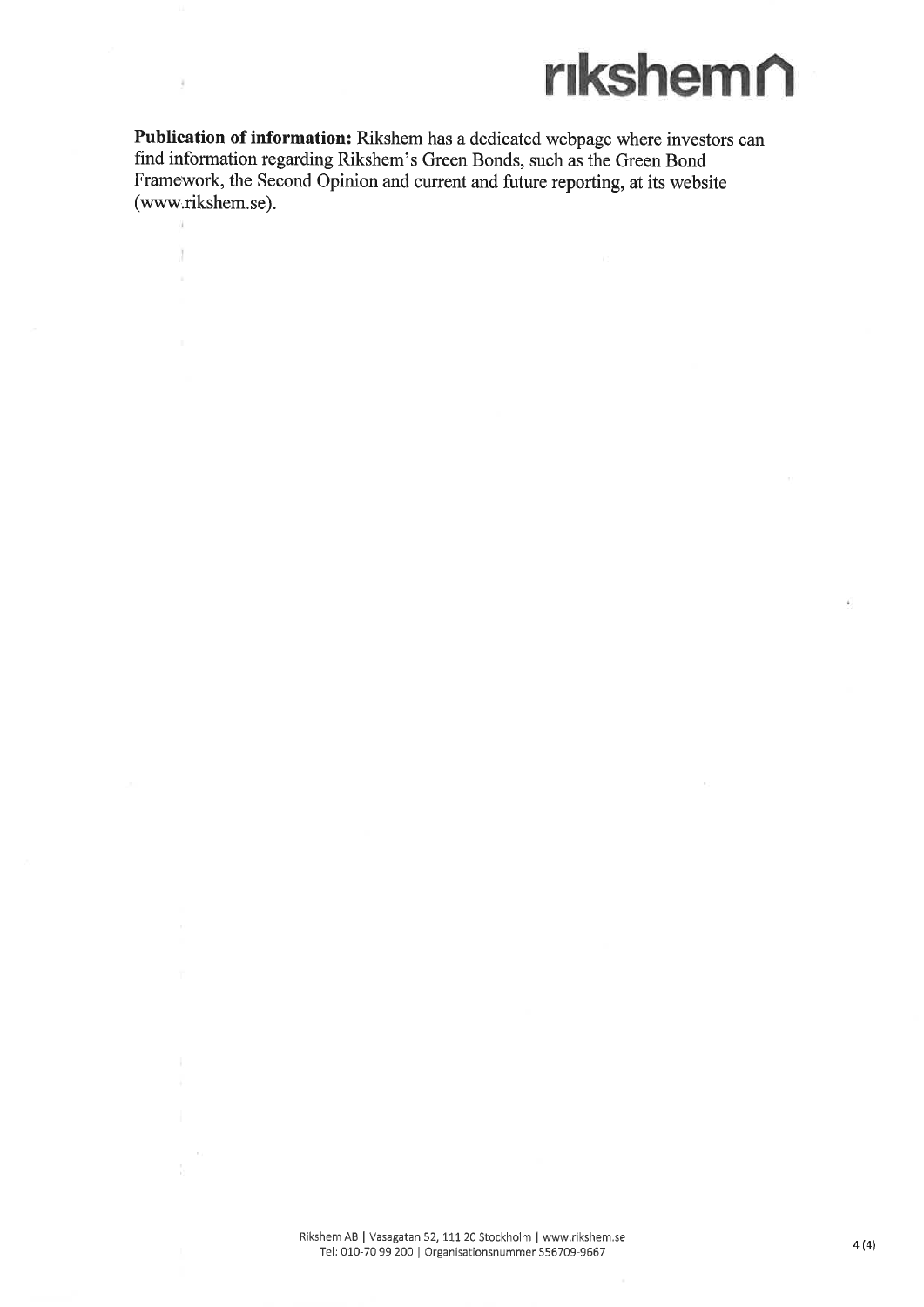**Publication of information:** Rikshem has a dedicated webpage where investors can find information regarding Rikshem's Green Bonds, such as the Green Bond Framework, the Second Opinion and current and future reporting, at its website (www.rikshem.se).